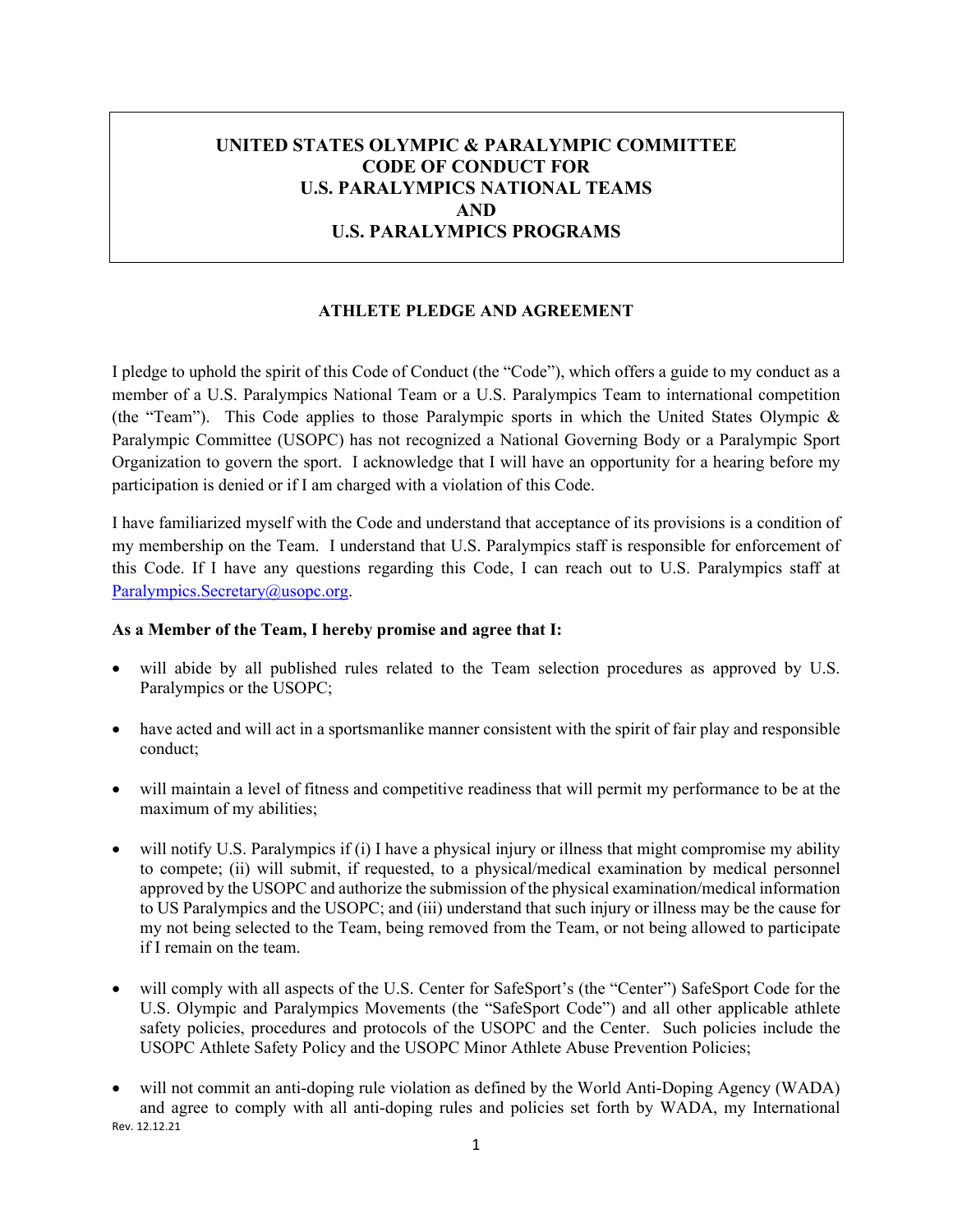# UNITED STATES OLYMPIC & PARALYMPIC COMMITTEE CODE OF CONDUCT FOR U.S. PARALYMPICS NATIONAL TEAMS AND U.S. PARALYMPICS PROGRAMS

## ATHLETE PLEDGE AND AGREEMENT

I pledge to uphold the spirit of this Code of Conduct (the "Code"), which offers a guide to my conduct as a member of a U.S. Paralympics National Team or a U.S. Paralympics Team to international competition (the "Team"). This Code applies to those Paralympic sports in which the United States Olympic & Paralympic Committee (USOPC) has not recognized a National Governing Body or a Paralympic Sport Organization to govern the sport. I acknowledge that I will have an opportunity for a hearing before my participation is denied or if I am charged with a violation of this Code.

I have familiarized myself with the Code and understand that acceptance of its provisions is a condition of my membership on the Team. I understand that U.S. Paralympics staff is responsible for enforcement of this Code. If I have any questions regarding this Code, I can reach out to U.S. Paralympics staff at Paralympics.Secretary@usopc.org.

**As a Member of the Team, I hereby promise and agree that I:**

- will abide by all published rules related to the Team selection procedures as approved by U.S. Paralympics or the USOPC;
- have acted and will act in a sportsmanlike manner consistent with the spirit of fair play and responsible conduct;
- will maintain a level of fitness and competitive readiness that will permit my performance to be at the maximum of my abilities;
- will notify U.S. Paralympics if (i) I have a physical injury or illness that might compromise my ability to compete; (ii) will submit, if requested, to a physical/medical examination by medical personnel approved by the USOPC and authorize the submission of the physical examination/medical information to US Paralympics and the USOPC; and (iii) understand that such injury or illness may be the cause for my not being selected to the Team, being removed from the Team, or not being allowed to participate if I remain on the team.
- will comply with all aspects of the U.S. Center for SafeSport's (the "Center") SafeSport Code for the U.S. Olympic and Paralympics Movements (the "SafeSport Code") and all other applicable athlete safety policies, procedures and protocols of the USOPC and the Center. Such policies include the USOPC Athlete Safety Policy and the USOPC Minor Athlete Abuse Prevention Policies;
- will not commit an anti-doping rule violation as defined by the World Anti-Doping Agency (WADA) and agree to comply with all anti-doping rules and policies set forth by WADA, my International

Rev. 12.12.21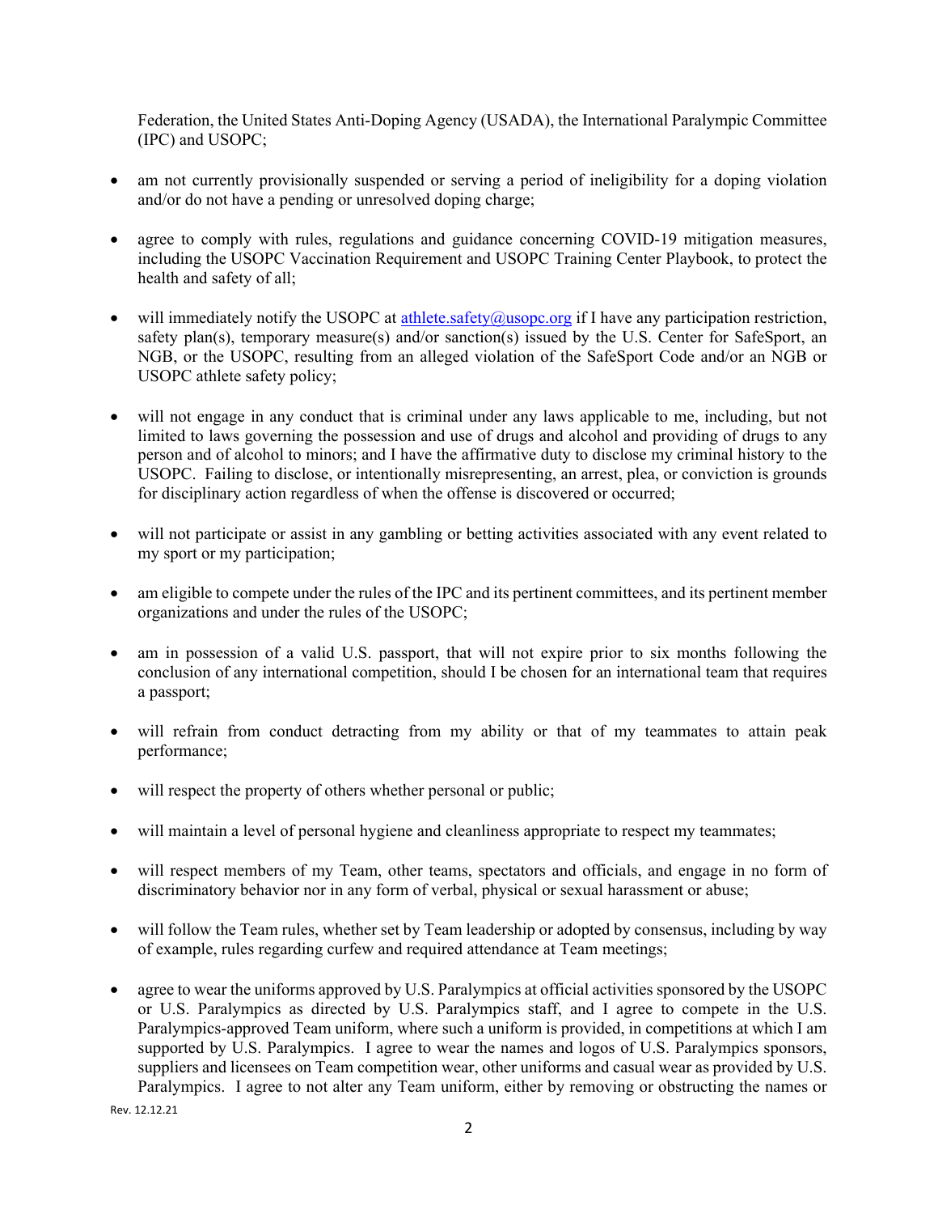Federation, the United States Anti-Doping Agency (USADA), the International Paralympic Committee (IPC) and USOPC;

- am not currently provisionally suspended or serving a period of ineligibility for a doping violation and/or do not have a pending or unresolved doping charge;
- agree to comply with rules, regulations and guidance concerning COVID-19 mitigation measures, including the USOPC Vaccination Requirement and USOPC Training Center Playbook, to protect the health and safety of all;
- will immediately notify the USOPC at athlete.safety@usopc.org if I have any participation restriction, safety plan(s), temporary measure(s) and/or sanction(s) issued by the U.S. Center for SafeSport, an NGB, or the USOPC, resulting from an alleged violation of the SafeSport Code and/or an NGB or USOPC athlete safety policy;
- will not engage in any conduct that is criminal under any laws applicable to me, including, but not limited to laws governing the possession and use of drugs and alcohol and providing of drugs to any person and of alcohol to minors; and I have the affirmative duty to disclose my criminal history to the USOPC. Failing to disclose, or intentionally misrepresenting, an arrest, plea, or conviction is grounds for disciplinary action regardless of when the offense is discovered or occurred;
- will not participate or assist in any gambling or betting activities associated with any event related to my sport or my participation;
- am eligible to compete under the rules of the IPC and its pertinent committees, and its pertinent member organizations and under the rules of the USOPC;
- am in possession of a valid U.S. passport, that will not expire prior to six months following the conclusion of any international competition, should I be chosen for an international team that requires a passport;
- will refrain from conduct detracting from my ability or that of my teammates to attain peak performance;
- will respect the property of others whether personal or public;
- will maintain a level of personal hygiene and cleanliness appropriate to respect my teammates;
- will respect members of my Team, other teams, spectators and officials, and engage in no form of discriminatory behavior nor in any form of verbal, physical or sexual harassment or abuse;
- will follow the Team rules, whether set by Team leadership or adopted by consensus, including by way of example, rules regarding curfew and required attendance at Team meetings;
- agree to wear the uniforms approved by U.S. Paralympics at official activities sponsored by the USOPC or U.S. Paralympics as directed by U.S. Paralympics staff, and I agree to compete in the U.S. Paralympics-approved Team uniform, where such a uniform is provided, in competitions at which I am supported by U.S. Paralympics. I agree to wear the names and logos of U.S. Paralympics sponsors, suppliers and licensees on Team competition wear, other uniforms and casual wear as provided by U.S. Paralympics. I agree to not alter any Team uniform, either by removing or obstructing the names or

Rev. 12.12.21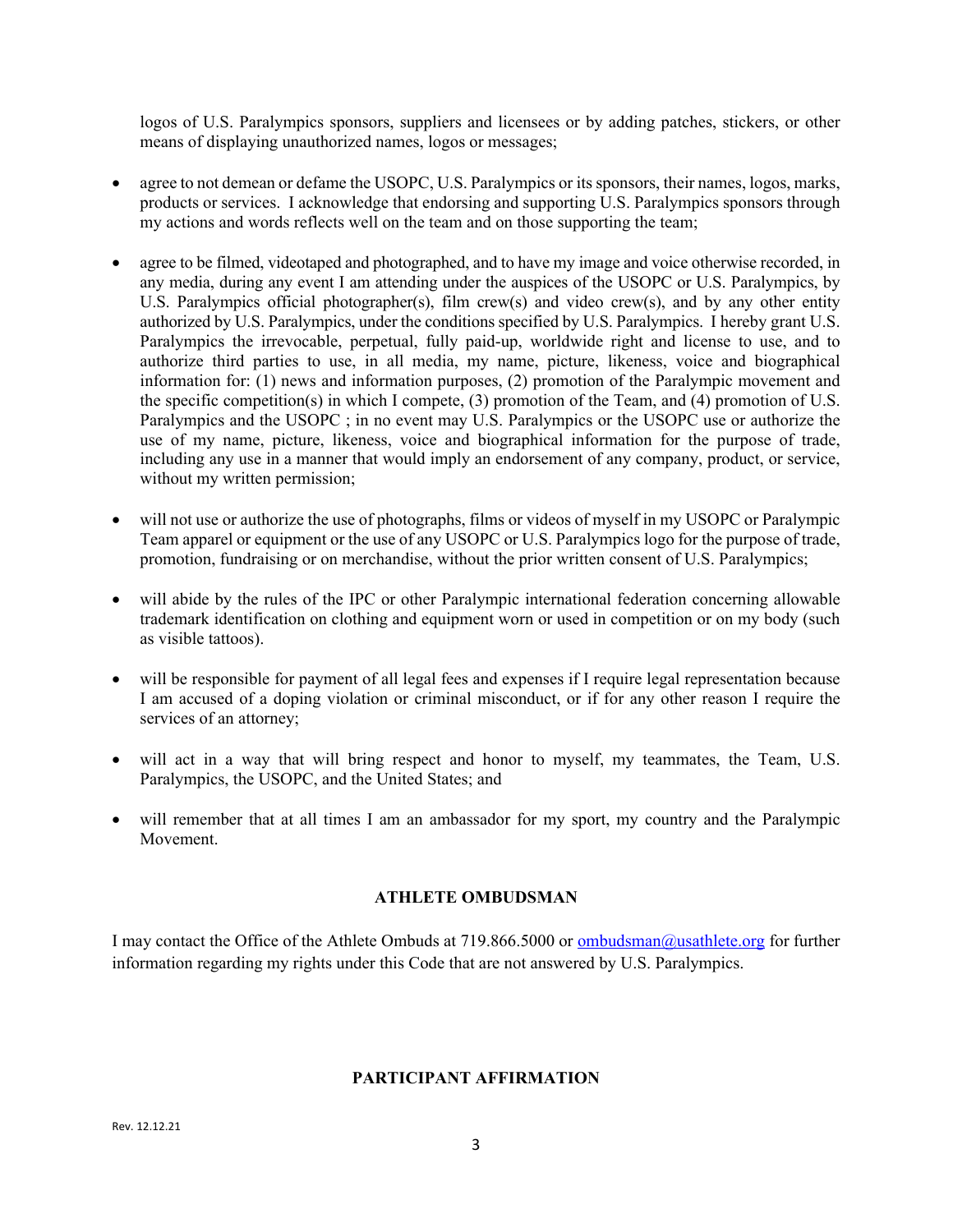logos of U.S. Paralympics sponsors, suppliers and licensees or by adding patches, stickers, or other means of displaying unauthorized names, logos or messages;

- agree to not demean or defame the USOPC, U.S. Paralympics or its sponsors, their names, logos, marks, products or services. I acknowledge that endorsing and supporting U.S. Paralympics sponsors through my actions and words reflects well on the team and on those supporting the team;

- agree to be filmed, videotaped and photographed, and to have my image and voice otherwise recorded, in any media, during any event I am attending under the auspices of the USOPC or U.S. Paralympics, by U.S. Paralympics official photographer(s), film crew(s) and video crew(s), and by any other entity authorized by U.S. Paralympics, under the conditions specified by U.S. Paralympics. I hereby grant U.S. Paralympics the irrevocable, perpetual, fully paid-up, worldwide right and license to use, and to authorize third parties to use, in all media, my name, picture, likeness, voice and biographical information for: (1) news and information purposes, (2) promotion of the Paralympic movement and the specific competition(s) in which I compete, (3) promotion of the Team, and (4) promotion of U.S. Paralympics and the USOPC ; in no event may U.S. Paralympics or the USOPC use or authorize the use of my name, picture, likeness, voice and biographical information for the purpose of trade, including any use in a manner that would imply an endorsement of any company, product, or service, without my written permission;

- will not use or authorize the use of photographs, films or videos of myself in my USOPC or Paralympic Team apparel or equipment or the use of any USOPC or U.S. Paralympics logo for the purpose of trade, promotion, fundraising or on merchandise, without the prior written consent of U.S. Paralympics;

- will abide by the rules of the IPC or other Paralympic international federation concerning allowable trademark identification on clothing and equipment worn or used in competition or on my body (such as visible tattoos).

- will be responsible for payment of all legal fees and expenses if I require legal representation because I am accused of a doping violation or criminal misconduct, or if for any other reason I require the services of an attorney;

- will act in a way that will bring respect and honor to myself, my teammates, the Team, U.S. Paralympics, the USOPC, and the United States; and

- will remember that at all times I am an ambassador for my sport, my country and the Paralympic Movement.

## ATHLETE OMBUDSMAN

I may contact the Office of the Athlete Ombuds at 719.866.5000 or ombudsman@usathlete.org for further information regarding my rights under this Code that are not answered by U.S. Paralympics.

## PARTICIPANT AFFIRMATION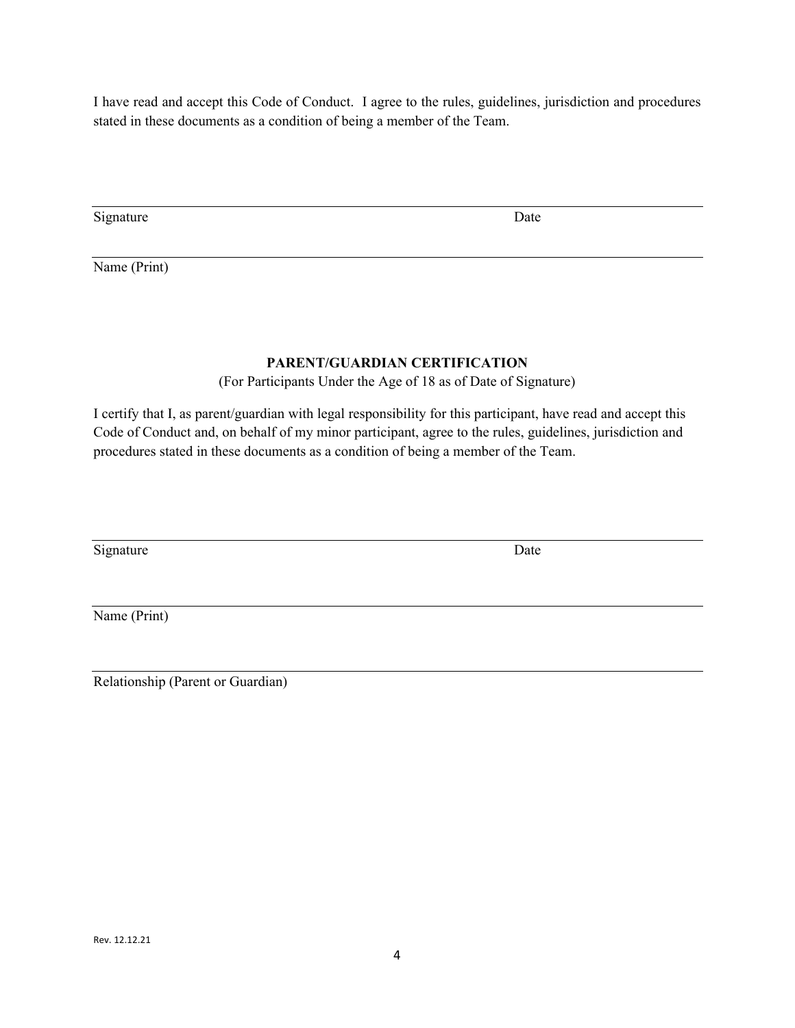I have read and accept this Code of Conduct. I agree to the rules, guidelines, jurisdiction and procedures stated in these documents as a condition of being a member of the Team.

\_\_\_\_\_\_\_\_\_\_\_\_\_\_\_\_\_\_\_\_\_\_\_\_\_\_\_\_\_\_\_\_\_\_\_\_\_\_\_\_\_\_\_\_\_\_\_\_\_\_\_\_\_\_\_\_\_\_\_\_\_\_\_\_

Signature Date

\_\_\_\_\_\_\_\_\_\_\_\_\_\_\_\_\_\_\_\_\_\_\_\_\_\_\_\_\_\_\_\_\_\_\_\_\_\_\_\_\_\_\_\_\_\_\_\_\_\_\_\_\_\_\_\_\_\_\_\_\_\_\_\_

Name (Print)

**PARENT/GUARDIAN CERTIFICATION**

(For Participants Under the Age of 18 as of Date of Signature)

I certify that I, as parent/guardian with legal responsibility for this participant, have read and accept this Code of Conduct and, on behalf of my minor participant, agree to the rules, guidelines, jurisdiction and procedures stated in these documents as a condition of being a member of the Team.

\_\_\_\_\_\_\_\_\_\_\_\_\_\_\_\_\_\_\_\_\_\_\_\_\_\_\_\_\_\_\_\_\_\_\_\_\_\_\_\_\_\_\_\_\_\_\_\_\_\_\_\_\_\_\_\_\_\_\_\_\_\_\_\_

Signature Date

\_\_\_\_\_\_\_\_\_\_\_\_\_\_\_\_\_\_\_\_\_\_\_\_\_\_\_\_\_\_\_\_\_\_\_\_\_\_\_\_\_\_\_\_\_\_\_\_\_\_\_\_\_\_\_\_\_\_\_\_\_\_\_\_

Name (Print)

\_\_\_\_\_\_\_\_\_\_\_\_\_\_\_\_\_\_\_\_\_\_\_\_\_\_\_\_\_\_\_\_\_\_\_\_\_\_\_\_\_\_\_\_\_\_\_\_\_\_\_\_\_\_\_\_\_\_\_\_\_\_\_\_

Relationship (Parent or Guardian)

Rev. 12.12.21